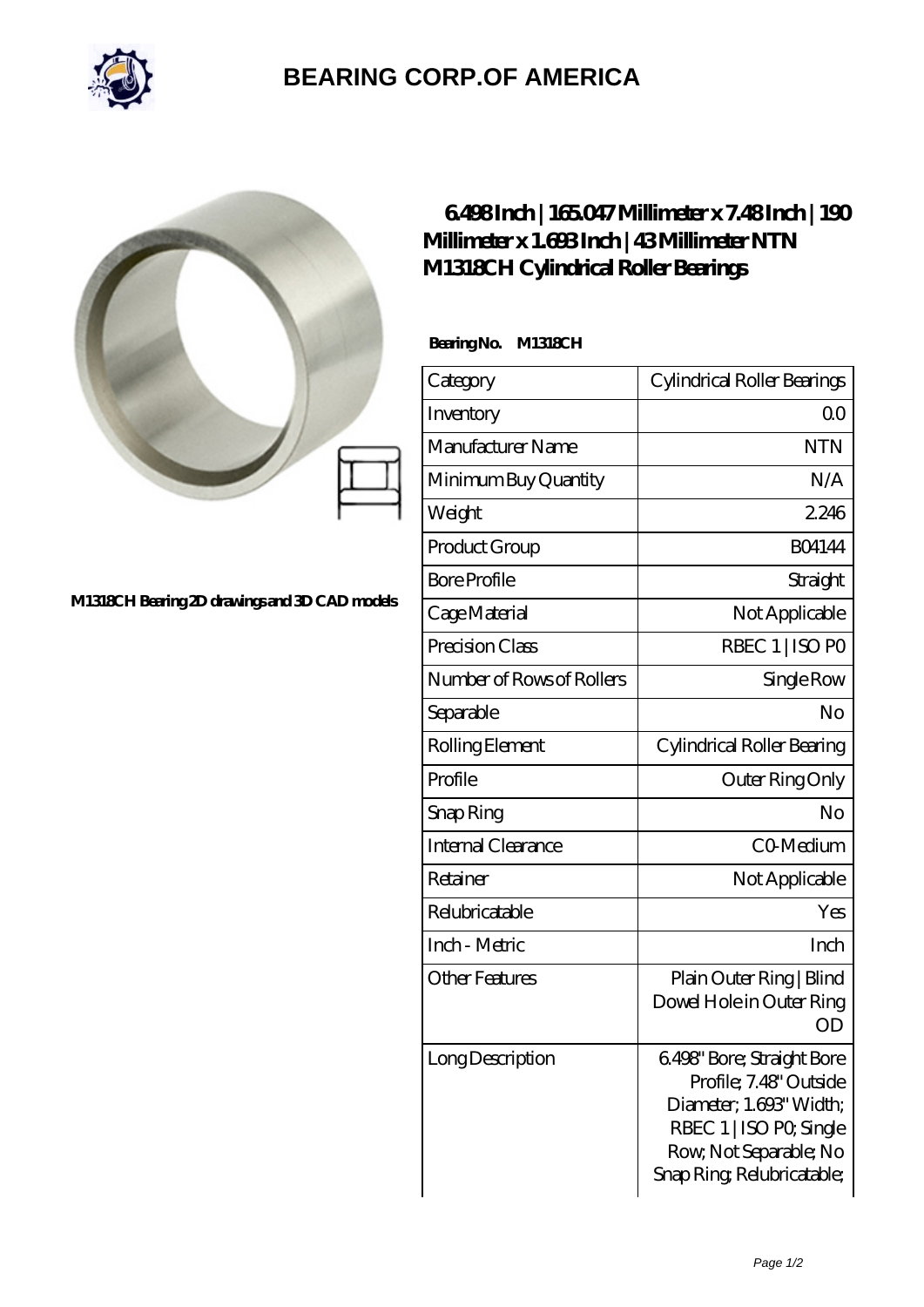# BEARING CORP.OF AMERICA

M1318CH Bearing 2D drawings and 3D CAD models

## 6.498 Inch | 165.047 Millimeter x 7.48 Inch | 190 Millimeter x 1.693 Inch | 43 Millimeter NTN M1318CH Cylindrical Roller Bearings

**Bearing No. M1318CH**

| Category | Cylindrical Roller Bearings |
|---|---|
| Inventory | 0.0 |
| Manufacturer Name | NTN |
| Minimum Buy Quantity | N/A |
| Weight | 2.246 |
| Product Group | B04144 |
| Bore Profile | Straight |
| Cage Material | Not Applicable |
| Precision Class | RBEC 1 \| ISO P0 |
| Number of Rows of Rollers | Single Row |
| Separable | No |
| Rolling Element | Cylindrical Roller Bearing |
| Profile | Outer Ring Only |
| Snap Ring | No |
| Internal Clearance | C0-Medium |
| Retainer | Not Applicable |
| Relubricatable | Yes |
| Inch - Metric | Inch |
| Other Features | Plain Outer Ring \| Blind Dowel Hole in Outer Ring OD |
| Long Description | 6.498" Bore; Straight Bore Profile; 7.48" Outside Diameter; 1.693" Width; RBEC 1 \| ISO P0; Single Row; Not Separable; No Snap Ring; Relubricatable; |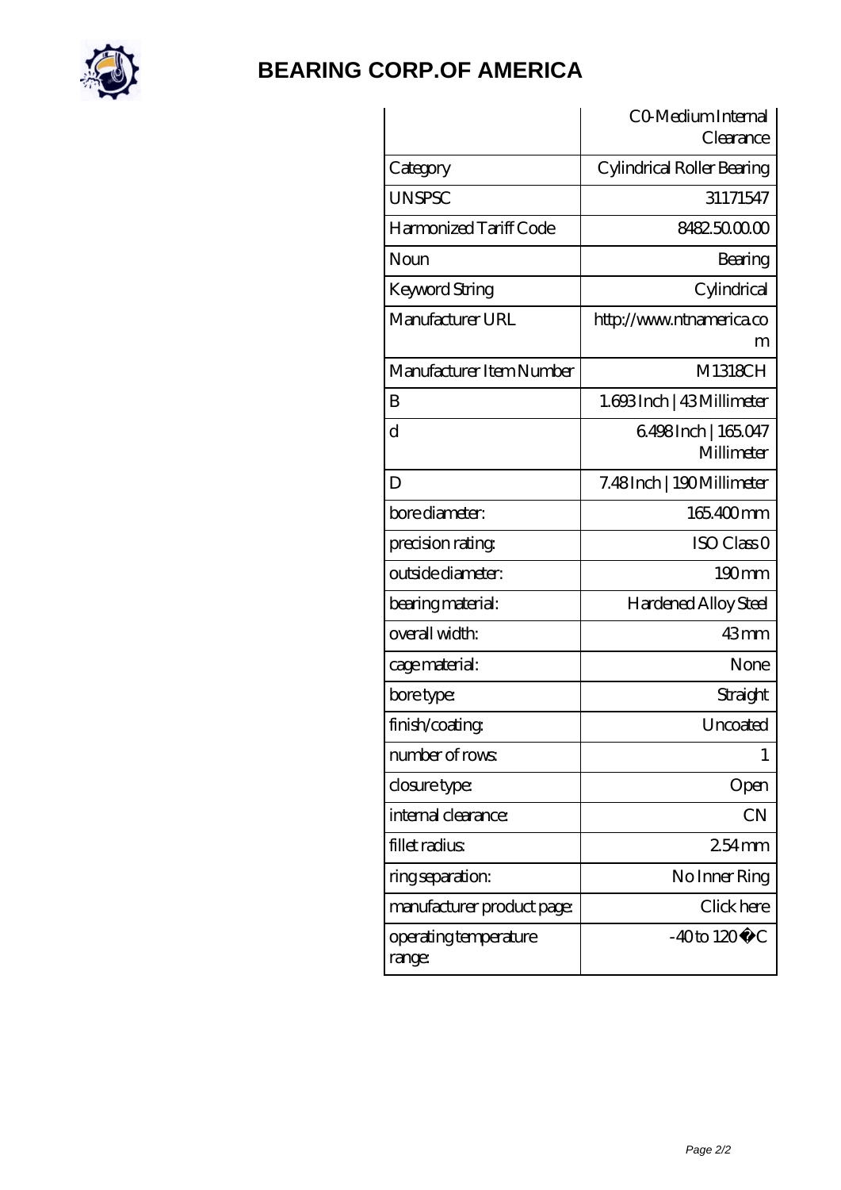# BEARING CORP.OF AMERICA

| | |
|---|---|
| | C0-Medium Internal Clearance |
| Category | Cylindrical Roller Bearing |
| UNSPSC | 31171547 |
| Harmonized Tariff Code | 8482.50.00.00 |
| Noun | Bearing |
| Keyword String | Cylindrical |
| Manufacturer URL | http://www.ntnamerica.com |
| Manufacturer Item Number | M1318CH |
| B | 1.693 Inch \| 43 Millimeter |
| d | 6.498 Inch \| 165.047 Millimeter |
| D | 7.48 Inch \| 190 Millimeter |
| bore diameter: | 165.400 mm |
| precision rating: | ISO Class 0 |
| outside diameter: | 190 mm |
| bearing material: | Hardened Alloy Steel |
| overall width: | 43 mm |
| cage material: | None |
| bore type: | Straight |
| finish/coating: | Uncoated |
| number of rows: | 1 |
| closure type: | Open |
| internal clearance: | CN |
| fillet radius: | 2.54 mm |
| ring separation: | No Inner Ring |
| manufacturer product page: | Click here |
| operating temperature range: | -40 to 120 �C |